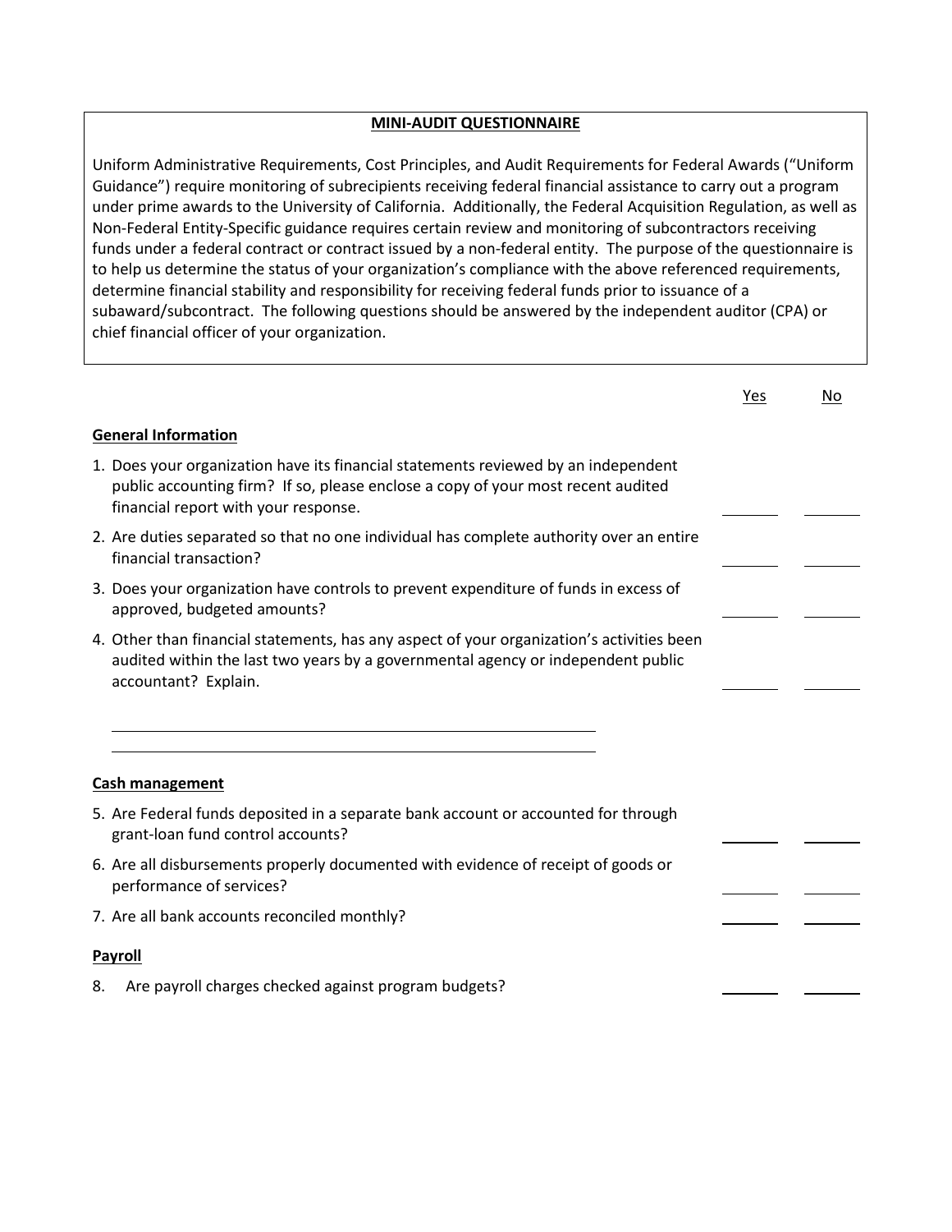## MINI-AUDIT QUESTIONNAIRE

Uniform Administrative Requirements, Cost Principles, and Audit Requirements for Federal Awards ("Uniform Guidance") require monitoring of subrecipients receiving federal financial assistance to carry out a program under prime awards to the University of California. Additionally, the Federal Acquisition Regulation, as well as Non-Federal Entity-Specific guidance requires certain review and monitoring of subcontractors receiving funds under a federal contract or contract issued by a non-federal entity. The purpose of the questionnaire is to help us determine the status of your organization's compliance with the above referenced requirements, determine financial stability and responsibility for receiving federal funds prior to issuance of a subaward/subcontract. The following questions should be answered by the independent auditor (CPA) or chief financial officer of your organization.

| | Yes | No |
|---|---|---|
| **General Information** | | |
| 1. Does your organization have its financial statements reviewed by an independent public accounting firm? If so, please enclose a copy of your most recent audited financial report with your response. | _____ | _____ |
| 2. Are duties separated so that no one individual has complete authority over an entire financial transaction? | _____ | _____ |
| 3. Does your organization have controls to prevent expenditure of funds in excess of approved, budgeted amounts? | _____ | _____ |
| 4. Other than financial statements, has any aspect of your organization's activities been audited within the last two years by a governmental agency or independent public accountant? Explain. | _____ | _____ |

_______________________________________________

_______________________________________________

| | Yes | No |
|---|---|---|
| **Cash management** | | |
| 5. Are Federal funds deposited in a separate bank account or accounted for through grant-loan fund control accounts? | _____ | _____ |
| 6. Are all disbursements properly documented with evidence of receipt of goods or performance of services? | _____ | _____ |
| 7. Are all bank accounts reconciled monthly? | _____ | _____ |
| **Payroll** | | |
| 8. Are payroll charges checked against program budgets? | _____ | _____ |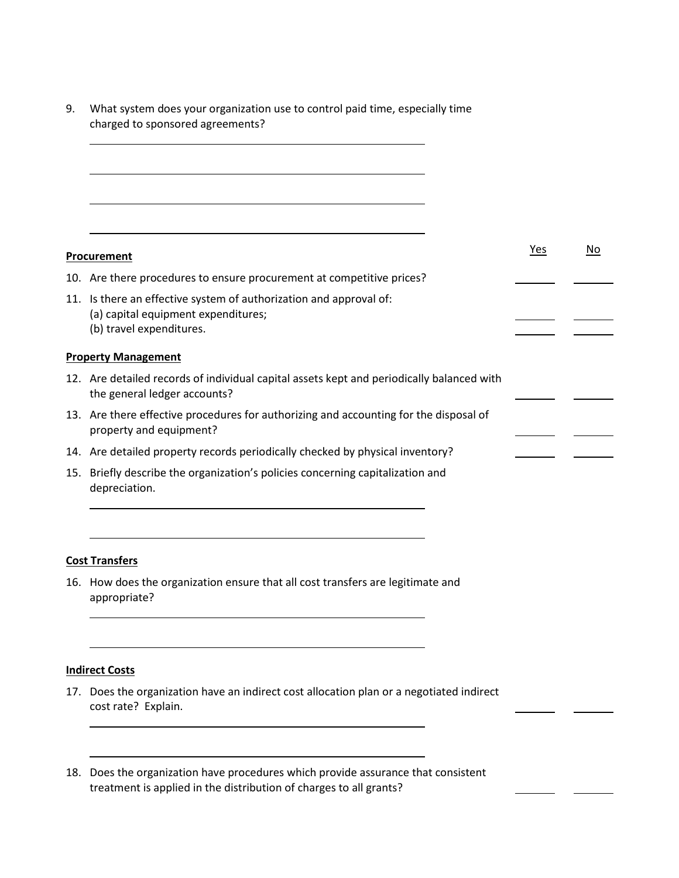9. What system does your organization use to control paid time, especially time charged to sponsored agreements?

______________________________________________

______________________________________________

______________________________________________

______________________________________________

| **Procurement** | Yes | No |
| --- | --- | --- |
| 10. Are there procedures to ensure procurement at competitive prices? | ______ | ______ |
| 11. Is there an effective system of authorization and approval of: | | |
| (a) capital equipment expenditures; | ______ | ______ |
| (b) travel expenditures. | ______ | ______ |
| **Property Management** | | |
| 12. Are detailed records of individual capital assets kept and periodically balanced with the general ledger accounts? | ______ | ______ |
| 13. Are there effective procedures for authorizing and accounting for the disposal of property and equipment? | ______ | ______ |
| 14. Are detailed property records periodically checked by physical inventory? | ______ | ______ |

15. Briefly describe the organization's policies concerning capitalization and depreciation.

______________________________________________

______________________________________________

**Cost Transfers**

16. How does the organization ensure that all cost transfers are legitimate and appropriate?

______________________________________________

______________________________________________

**Indirect Costs**

| | Yes | No |
| --- | --- | --- |
| 17. Does the organization have an indirect cost allocation plan or a negotiated indirect cost rate? Explain. | ______ | ______ |

______________________________________________

______________________________________________

| | Yes | No |
| --- | --- | --- |
| 18. Does the organization have procedures which provide assurance that consistent treatment is applied in the distribution of charges to all grants? | ______ | ______ |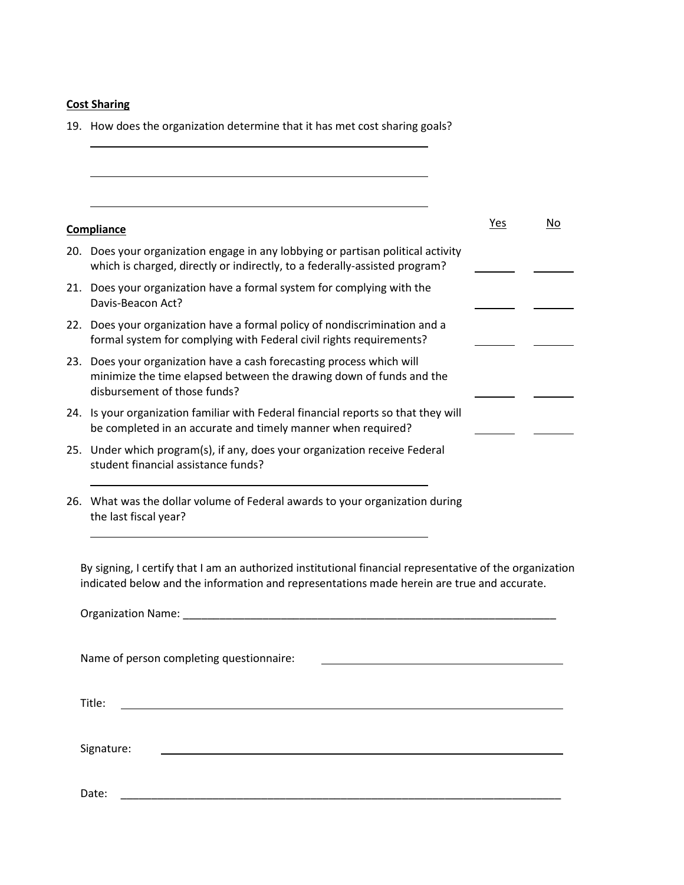**Cost Sharing**

19. How does the organization determine that it has met cost sharing goals?

\_\_\_\_\_\_\_\_\_\_\_\_\_\_\_\_\_\_\_\_\_\_\_\_\_\_\_\_\_\_\_\_\_\_\_\_\_\_\_\_\_\_\_\_\_\_

\_\_\_\_\_\_\_\_\_\_\_\_\_\_\_\_\_\_\_\_\_\_\_\_\_\_\_\_\_\_\_\_\_\_\_\_\_\_\_\_\_\_\_\_\_\_

\_\_\_\_\_\_\_\_\_\_\_\_\_\_\_\_\_\_\_\_\_\_\_\_\_\_\_\_\_\_\_\_\_\_\_\_\_\_\_\_\_\_\_\_\_\_

| **Compliance** | Yes | No |
|---|---|---|
| 20. Does your organization engage in any lobbying or partisan political activity which is charged, directly or indirectly, to a federally-assisted program? | \_\_\_\_\_\_ | \_\_\_\_\_\_ |
| 21. Does your organization have a formal system for complying with the Davis-Beacon Act? | \_\_\_\_\_\_ | \_\_\_\_\_\_ |
| 22. Does your organization have a formal policy of nondiscrimination and a formal system for complying with Federal civil rights requirements? | \_\_\_\_\_\_ | \_\_\_\_\_\_ |
| 23. Does your organization have a cash forecasting process which will minimize the time elapsed between the drawing down of funds and the disbursement of those funds? | \_\_\_\_\_\_ | \_\_\_\_\_\_ |
| 24. Is your organization familiar with Federal financial reports so that they will be completed in an accurate and timely manner when required? | \_\_\_\_\_\_ | \_\_\_\_\_\_ |

25. Under which program(s), if any, does your organization receive Federal student financial assistance funds?

\_\_\_\_\_\_\_\_\_\_\_\_\_\_\_\_\_\_\_\_\_\_\_\_\_\_\_\_\_\_\_\_\_\_\_\_\_\_\_\_\_\_\_\_\_\_

26. What was the dollar volume of Federal awards to your organization during the last fiscal year?

\_\_\_\_\_\_\_\_\_\_\_\_\_\_\_\_\_\_\_\_\_\_\_\_\_\_\_\_\_\_\_\_\_\_\_\_\_\_\_\_\_\_\_\_\_\_

By signing, I certify that I am an authorized institutional financial representative of the organization indicated below and the information and representations made herein are true and accurate.

Organization Name: \_\_\_\_\_\_\_\_\_\_\_\_\_\_\_\_\_\_\_\_\_\_\_\_\_\_\_\_\_\_\_\_\_\_\_\_\_\_\_\_\_\_\_\_\_\_\_\_\_\_\_\_\_\_\_\_\_\_\_\_\_\_

Name of person completing questionnaire: \_\_\_\_\_\_\_\_\_\_\_\_\_\_\_\_\_\_\_\_\_\_\_\_\_\_\_\_\_\_\_\_\_\_\_\_\_\_\_\_

Title: \_\_\_\_\_\_\_\_\_\_\_\_\_\_\_\_\_\_\_\_\_\_\_\_\_\_\_\_\_\_\_\_\_\_\_\_\_\_\_\_\_\_\_\_\_\_\_\_\_\_\_\_\_\_\_\_\_\_\_\_\_\_\_\_\_\_\_\_\_\_\_\_\_\_

Signature: \_\_\_\_\_\_\_\_\_\_\_\_\_\_\_\_\_\_\_\_\_\_\_\_\_\_\_\_\_\_\_\_\_\_\_\_\_\_\_\_\_\_\_\_\_\_\_\_\_\_\_\_\_\_\_\_\_\_\_\_\_\_\_\_\_\_\_\_

Date: \_\_\_\_\_\_\_\_\_\_\_\_\_\_\_\_\_\_\_\_\_\_\_\_\_\_\_\_\_\_\_\_\_\_\_\_\_\_\_\_\_\_\_\_\_\_\_\_\_\_\_\_\_\_\_\_\_\_\_\_\_\_\_\_\_\_\_\_\_\_\_\_\_\_